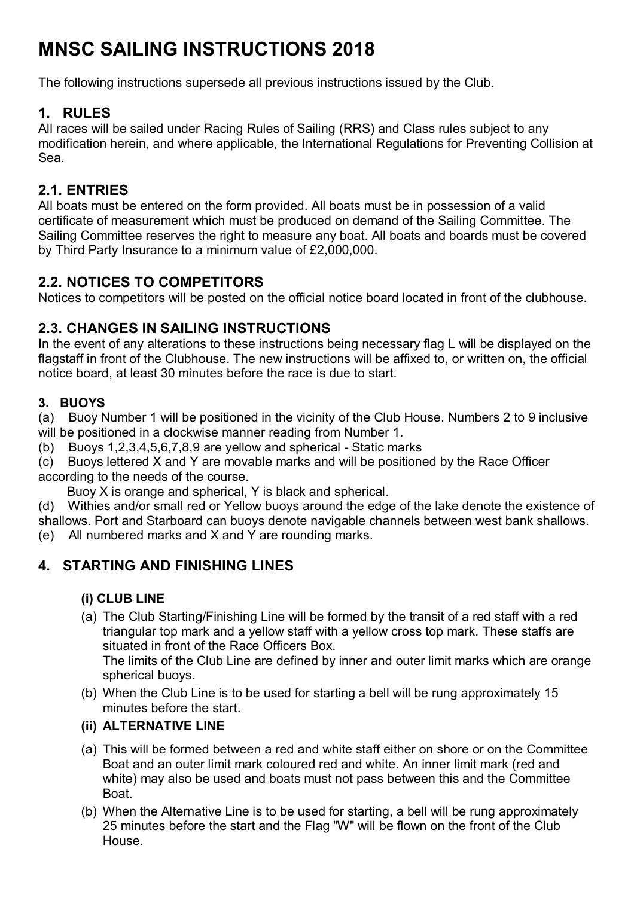# MNSC SAILING INSTRUCTIONS 2018

The following instructions supersede all previous instructions issued by the Club.

## 1. RULES

All races will be sailed under Racing Rules of Sailing (RRS) and Class rules subject to any modification herein, and where applicable, the International Regulations for Preventing Collision at Sea.

## 2.1. ENTRIES

All boats must be entered on the form provided. All boats must be in possession of a valid certificate of measurement which must be produced on demand of the Sailing Committee. The Sailing Committee reserves the right to measure any boat. All boats and boards must be covered by Third Party Insurance to a minimum value of £2,000,000.

## 2.2. NOTICES TO COMPETITORS

Notices to competitors will be posted on the official notice board located in front of the clubhouse.

## 2.3. CHANGES IN SAILING INSTRUCTIONS

In the event of any alterations to these instructions being necessary flag L will be displayed on the flagstaff in front of the Clubhouse. The new instructions will be affixed to, or written on, the official notice board, at least 30 minutes before the race is due to start.

### 3. BUOYS

(a) Buoy Number 1 will be positioned in the vicinity of the Club House. Numbers 2 to 9 inclusive will be positioned in a clockwise manner reading from Number 1.

(b) Buoys 1,2,3,4,5,6,7,8,9 are yellow and spherical - Static marks

(c) Buoys lettered X and Y are movable marks and will be positioned by the Race Officer according to the needs of the course.

Buoy X is orange and spherical, Y is black and spherical.

(d) Withies and/or small red or Yellow buoys around the edge of the lake denote the existence of shallows. Port and Starboard can buoys denote navigable channels between west bank shallows.

(e) All numbered marks and X and Y are rounding marks.

## 4. STARTING AND FINISHING LINES

#### (i) CLUB LINE

(a) The Club Starting/Finishing Line will be formed by the transit of a red staff with a red triangular top mark and a yellow staff with a yellow cross top mark. These staffs are situated in front of the Race Officers Box.
The limits of the Club Line are defined by inner and outer limit marks which are orange spherical buoys.

(b) When the Club Line is to be used for starting a bell will be rung approximately 15 minutes before the start.

#### (ii) ALTERNATIVE LINE

(a) This will be formed between a red and white staff either on shore or on the Committee Boat and an outer limit mark coloured red and white. An inner limit mark (red and white) may also be used and boats must not pass between this and the Committee Boat.

(b) When the Alternative Line is to be used for starting, a bell will be rung approximately 25 minutes before the start and the Flag "W" will be flown on the front of the Club House.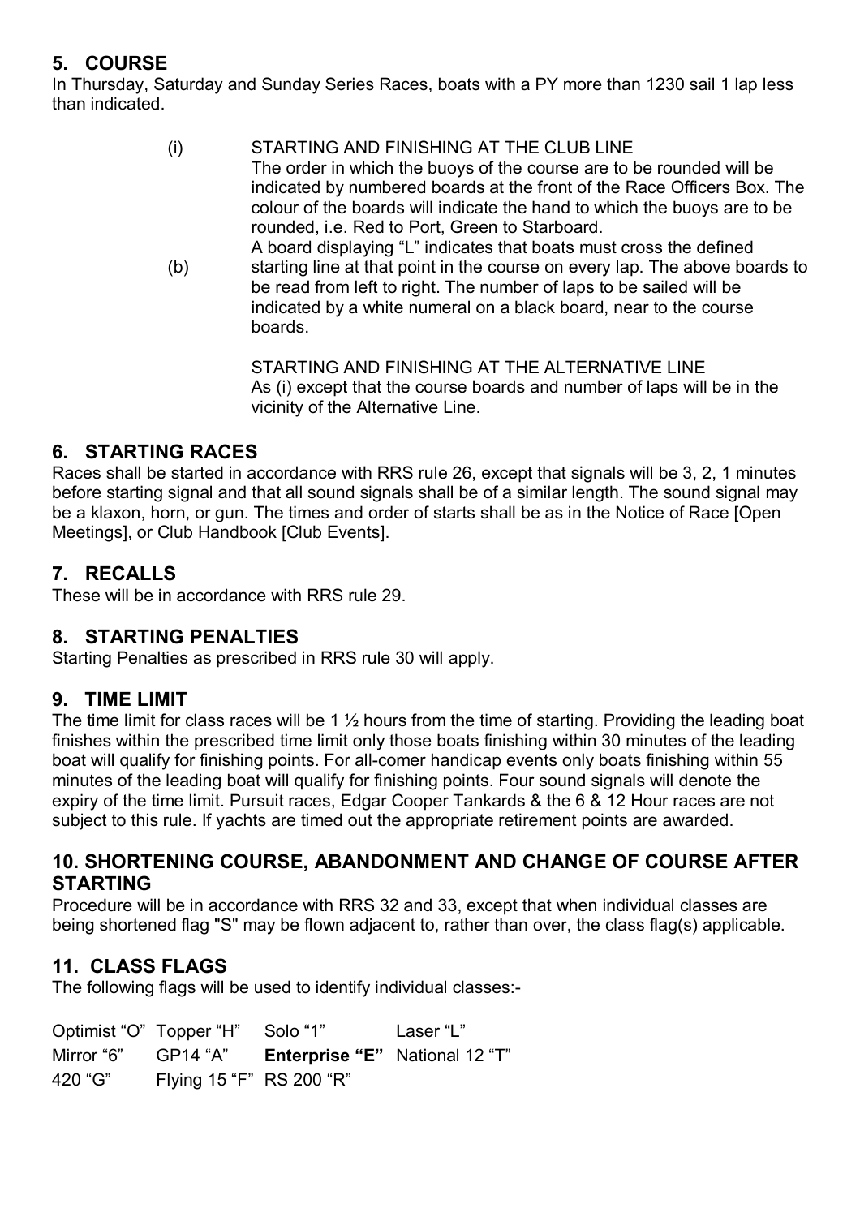## 5. COURSE

In Thursday, Saturday and Sunday Series Races, boats with a PY more than 1230 sail 1 lap less than indicated.

(i) STARTING AND FINISHING AT THE CLUB LINE
The order in which the buoys of the course are to be rounded will be indicated by numbered boards at the front of the Race Officers Box. The colour of the boards will indicate the hand to which the buoys are to be rounded, i.e. Red to Port, Green to Starboard.

(b) A board displaying "L" indicates that boats must cross the defined starting line at that point in the course on every lap. The above boards to be read from left to right. The number of laps to be sailed will be indicated by a white numeral on a black board, near to the course boards.

STARTING AND FINISHING AT THE ALTERNATIVE LINE
As (i) except that the course boards and number of laps will be in the vicinity of the Alternative Line.

## 6. STARTING RACES

Races shall be started in accordance with RRS rule 26, except that signals will be 3, 2, 1 minutes before starting signal and that all sound signals shall be of a similar length. The sound signal may be a klaxon, horn, or gun. The times and order of starts shall be as in the Notice of Race [Open Meetings], or Club Handbook [Club Events].

## 7. RECALLS

These will be in accordance with RRS rule 29.

## 8. STARTING PENALTIES

Starting Penalties as prescribed in RRS rule 30 will apply.

## 9. TIME LIMIT

The time limit for class races will be 1 ½ hours from the time of starting. Providing the leading boat finishes within the prescribed time limit only those boats finishing within 30 minutes of the leading boat will qualify for finishing points. For all-comer handicap events only boats finishing within 55 minutes of the leading boat will qualify for finishing points. Four sound signals will denote the expiry of the time limit. Pursuit races, Edgar Cooper Tankards & the 6 & 12 Hour races are not subject to this rule. If yachts are timed out the appropriate retirement points are awarded.

## 10. SHORTENING COURSE, ABANDONMENT AND CHANGE OF COURSE AFTER STARTING

Procedure will be in accordance with RRS 32 and 33, except that when individual classes are being shortened flag "S" may be flown adjacent to, rather than over, the class flag(s) applicable.

## 11. CLASS FLAGS

The following flags will be used to identify individual classes:-

| | | | |
|---|---|---|---|
| Optimist "O" | Topper "H" | Solo "1" | Laser "L" |
| Mirror "6" | GP14 "A" | **Enterprise "E"** | National 12 "T" |
| 420 "G" | Flying 15 "F" | RS 200 "R" | |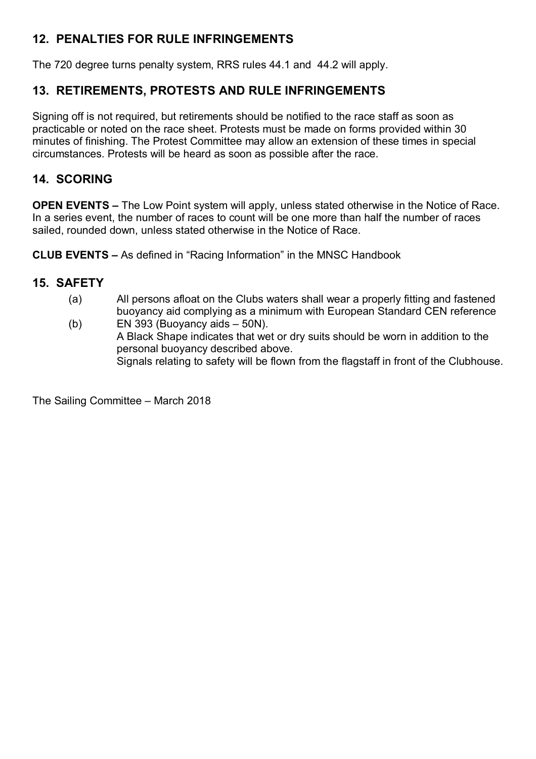## 12. PENALTIES FOR RULE INFRINGEMENTS

The 720 degree turns penalty system, RRS rules 44.1 and 44.2 will apply.

## 13. RETIREMENTS, PROTESTS AND RULE INFRINGEMENTS

Signing off is not required, but retirements should be notified to the race staff as soon as practicable or noted on the race sheet. Protests must be made on forms provided within 30 minutes of finishing. The Protest Committee may allow an extension of these times in special circumstances. Protests will be heard as soon as possible after the race.

## 14. SCORING

**OPEN EVENTS –** The Low Point system will apply, unless stated otherwise in the Notice of Race. In a series event, the number of races to count will be one more than half the number of races sailed, rounded down, unless stated otherwise in the Notice of Race.

**CLUB EVENTS –** As defined in "Racing Information" in the MNSC Handbook

## 15. SAFETY

(a) All persons afloat on the Clubs waters shall wear a properly fitting and fastened buoyancy aid complying as a minimum with European Standard CEN reference

(b) EN 393 (Buoyancy aids – 50N).
A Black Shape indicates that wet or dry suits should be worn in addition to the personal buoyancy described above.
Signals relating to safety will be flown from the flagstaff in front of the Clubhouse.

The Sailing Committee – March 2018